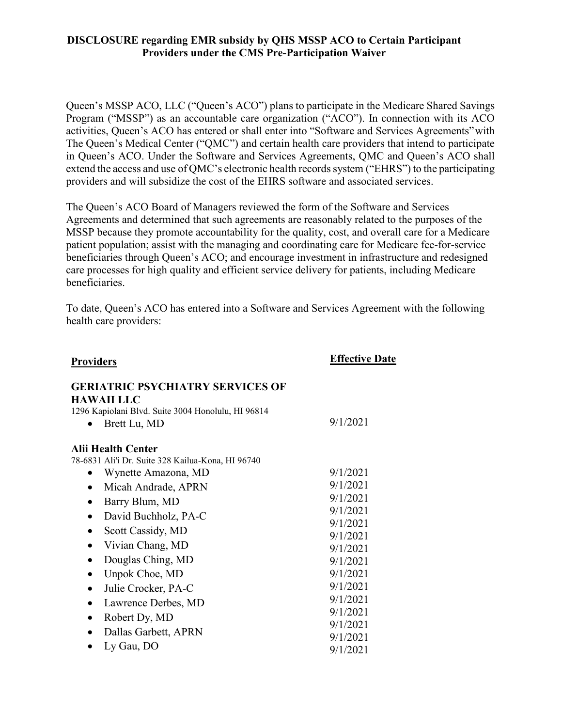**DISCLOSURE regarding EMR subsidy by QHS MSSP ACO to Certain Participant Providers under the CMS Pre-Participation Waiver**

Queen's MSSP ACO, LLC ("Queen's ACO") plans to participate in the Medicare Shared Savings Program ("MSSP") as an accountable care organization ("ACO"). In connection with its ACO activities, Queen's ACO has entered or shall enter into "Software and Services Agreements" with The Queen's Medical Center ("QMC") and certain health care providers that intend to participate in Queen's ACO. Under the Software and Services Agreements, QMC and Queen's ACO shall extend the access and use of QMC's electronic health records system ("EHRS") to the participating providers and will subsidize the cost of the EHRS software and associated services.

The Queen's ACO Board of Managers reviewed the form of the Software and Services Agreements and determined that such agreements are reasonably related to the purposes of the MSSP because they promote accountability for the quality, cost, and overall care for a Medicare patient population; assist with the managing and coordinating care for Medicare fee-for-service beneficiaries through Queen's ACO; and encourage investment in infrastructure and redesigned care processes for high quality and efficient service delivery for patients, including Medicare beneficiaries.

To date, Queen's ACO has entered into a Software and Services Agreement with the following health care providers:

| Providers | Effective Date |
|---|---|
| **GERIATRIC PSYCHIATRY SERVICES OF HAWAII LLC**<br>1296 Kapiolani Blvd. Suite 3004 Honolulu, HI 96814 | |
| • Brett Lu, MD | 9/1/2021 |
| **Alii Health Center**<br>78-6831 Ali'i Dr. Suite 328 Kailua-Kona, HI 96740 | |
| • Wynette Amazona, MD | 9/1/2021 |
| • Micah Andrade, APRN | 9/1/2021 |
| • Barry Blum, MD | 9/1/2021 |
| • David Buchholz, PA-C | 9/1/2021 |
| • Scott Cassidy, MD | 9/1/2021 |
| • Vivian Chang, MD | 9/1/2021 |
| • Douglas Ching, MD | 9/1/2021 |
| • Unpok Choe, MD | 9/1/2021 |
| • Julie Crocker, PA-C | 9/1/2021 |
| • Lawrence Derbes, MD | 9/1/2021 |
| • Robert Dy, MD | 9/1/2021 |
| • Dallas Garbett, APRN | 9/1/2021 |
| • Ly Gau, DO | 9/1/2021 |
| | 9/1/2021 |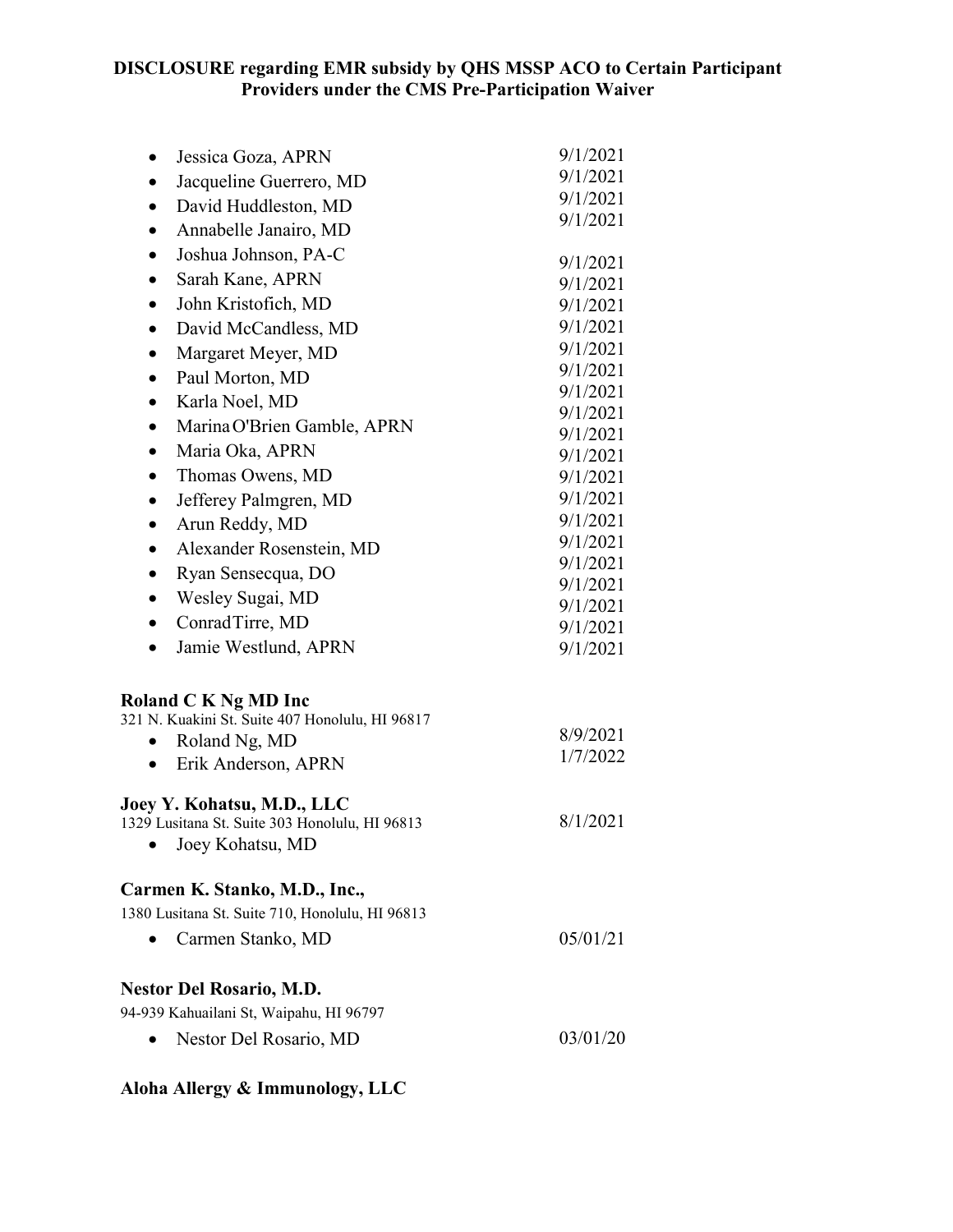**DISCLOSURE regarding EMR subsidy by QHS MSSP ACO to Certain Participant Providers under the CMS Pre-Participation Waiver**

- Jessica Goza, APRN — 9/1/2021
- Jacqueline Guerrero, MD — 9/1/2021
- David Huddleston, MD — 9/1/2021
- Annabelle Janairo, MD — 9/1/2021
- Joshua Johnson, PA-C — 9/1/2021
- Sarah Kane, APRN — 9/1/2021
- John Kristofich, MD — 9/1/2021
- David McCandless, MD — 9/1/2021
- Margaret Meyer, MD — 9/1/2021
- Paul Morton, MD — 9/1/2021
- Karla Noel, MD — 9/1/2021
- Marina O'Brien Gamble, APRN — 9/1/2021
- Maria Oka, APRN — 9/1/2021
- Thomas Owens, MD — 9/1/2021
- Jefferey Palmgren, MD — 9/1/2021
- Arun Reddy, MD — 9/1/2021
- Alexander Rosenstein, MD — 9/1/2021
- Ryan Sensecqua, DO — 9/1/2021
- Wesley Sugai, MD — 9/1/2021
- Conrad Tirre, MD — 9/1/2021
- Jamie Westlund, APRN — 9/1/2021

**Roland C K Ng MD Inc**
321 N. Kuakini St. Suite 407 Honolulu, HI 96817

- Roland Ng, MD — 8/9/2021
- Erik Anderson, APRN — 1/7/2022

**Joey Y. Kohatsu, M.D., LLC**
1329 Lusitana St. Suite 303 Honolulu, HI 96813

- Joey Kohatsu, MD — 8/1/2021

**Carmen K. Stanko, M.D., Inc.,**
1380 Lusitana St. Suite 710, Honolulu, HI 96813

- Carmen Stanko, MD — 05/01/21

**Nestor Del Rosario, M.D.**
94-939 Kahuailani St, Waipahu, HI 96797

- Nestor Del Rosario, MD — 03/01/20

**Aloha Allergy & Immunology, LLC**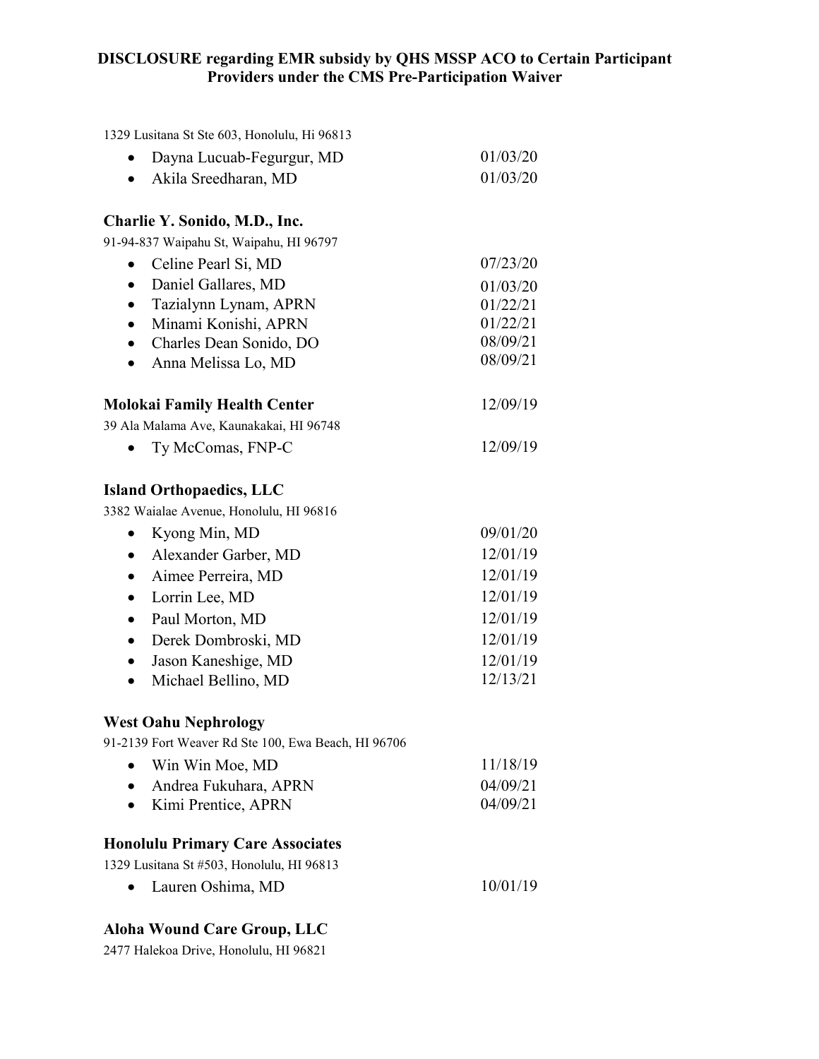**DISCLOSURE regarding EMR subsidy by QHS MSSP ACO to Certain Participant Providers under the CMS Pre-Participation Waiver**

1329 Lusitana St Ste 603, Honolulu, Hi 96813

- Dayna Lucuab-Fegurgur, MD 01/03/20
- Akila Sreedharan, MD 01/03/20

**Charlie Y. Sonido, M.D., Inc.**

91-94-837 Waipahu St, Waipahu, HI 96797

- Celine Pearl Si, MD 07/23/20
- Daniel Gallares, MD 01/03/20
- Tazialynn Lynam, APRN 01/22/21
- Minami Konishi, APRN 01/22/21
- Charles Dean Sonido, DO 08/09/21
- Anna Melissa Lo, MD 08/09/21

**Molokai Family Health Center** 12/09/19

39 Ala Malama Ave, Kaunakakai, HI 96748

- Ty McComas, FNP-C 12/09/19

**Island Orthopaedics, LLC**

3382 Waialae Avenue, Honolulu, HI 96816

- Kyong Min, MD 09/01/20
- Alexander Garber, MD 12/01/19
- Aimee Perreira, MD 12/01/19
- Lorrin Lee, MD 12/01/19
- Paul Morton, MD 12/01/19
- Derek Dombroski, MD 12/01/19
- Jason Kaneshige, MD 12/01/19
- Michael Bellino, MD 12/13/21

**West Oahu Nephrology**

91-2139 Fort Weaver Rd Ste 100, Ewa Beach, HI 96706

- Win Win Moe, MD 11/18/19
- Andrea Fukuhara, APRN 04/09/21
- Kimi Prentice, APRN 04/09/21

**Honolulu Primary Care Associates**

1329 Lusitana St #503, Honolulu, HI 96813

- Lauren Oshima, MD 10/01/19

**Aloha Wound Care Group, LLC**

2477 Halekoa Drive, Honolulu, HI 96821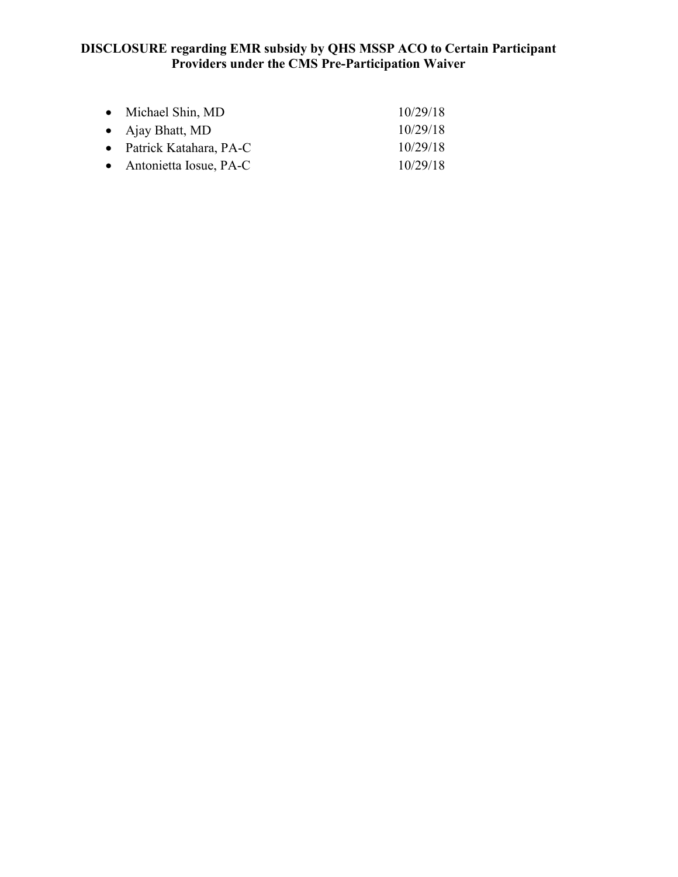**DISCLOSURE regarding EMR subsidy by QHS MSSP ACO to Certain Participant Providers under the CMS Pre-Participation Waiver**

- Michael Shin, MD 10/29/18
- Ajay Bhatt, MD 10/29/18
- Patrick Katahara, PA-C 10/29/18
- Antonietta Iosue, PA-C 10/29/18